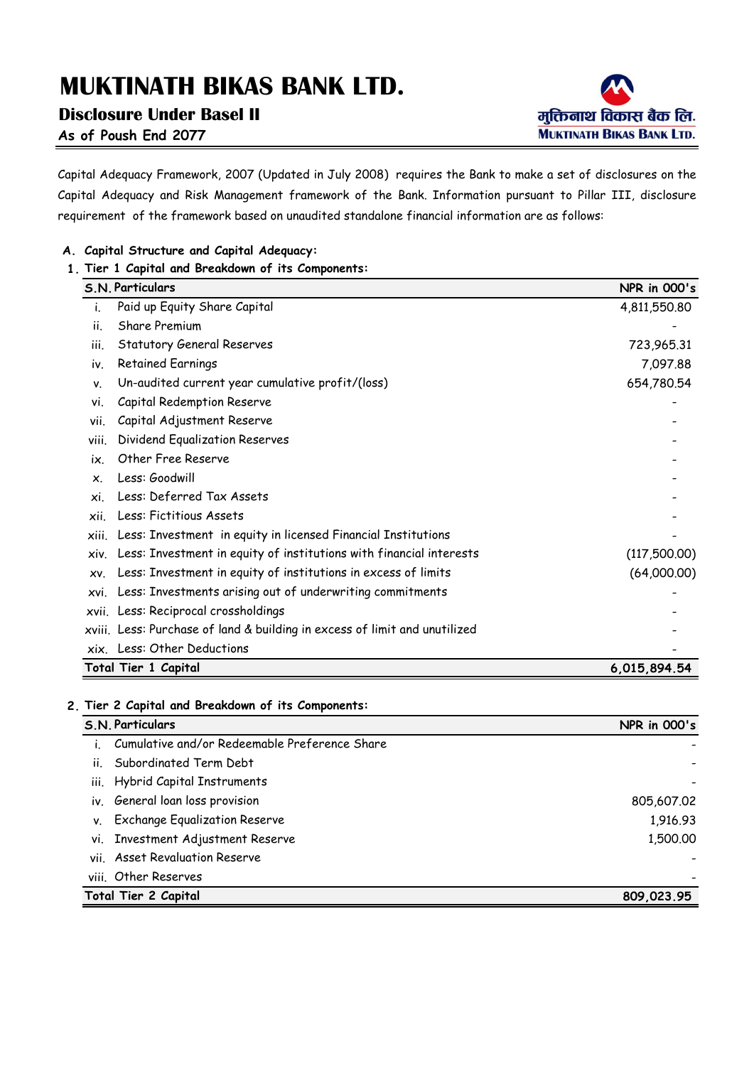# MUKTINATH BIKAS BANK LTD.

## Disclosure Under Basel II

### As of Poush End 2077

मुक्तिनाथ विकास बैंक लि.
MUKTINATH BIKAS BANK LTD.

Capital Adequacy Framework, 2007 (Updated in July 2008) requires the Bank to make a set of disclosures on the Capital Adequacy and Risk Management framework of the Bank. Information pursuant to Pillar III, disclosure requirement of the framework based on unaudited standalone financial information are as follows:

**A. Capital Structure and Capital Adequacy:**

**1. Tier 1 Capital and Breakdown of its Components:**

| S.N. | Particulars | NPR in 000's |
|---|---|---|
| i. | Paid up Equity Share Capital | 4,811,550.80 |
| ii. | Share Premium | - |
| iii. | Statutory General Reserves | 723,965.31 |
| iv. | Retained Earnings | 7,097.88 |
| v. | Un-audited current year cumulative profit/(loss) | 654,780.54 |
| vi. | Capital Redemption Reserve | - |
| vii. | Capital Adjustment Reserve | - |
| viii. | Dividend Equalization Reserves | - |
| ix. | Other Free Reserve | - |
| x. | Less: Goodwill | - |
| xi. | Less: Deferred Tax Assets | - |
| xii. | Less: Fictitious Assets | - |
| xiii. | Less: Investment in equity in licensed Financial Institutions | - |
| xiv. | Less: Investment in equity of institutions with financial interests | (117,500.00) |
| xv. | Less: Investment in equity of institutions in excess of limits | (64,000.00) |
| xvi. | Less: Investments arising out of underwriting commitments | - |
| xvii. | Less: Reciprocal crossholdings | - |
| xviii. | Less: Purchase of land & building in excess of limit and unutilized | - |
| xix. | Less: Other Deductions | - |
| **Total Tier 1 Capital** | | **6,015,894.54** |

**2. Tier 2 Capital and Breakdown of its Components:**

| S.N. | Particulars | NPR in 000's |
|---|---|---|
| i. | Cumulative and/or Redeemable Preference Share | - |
| ii. | Subordinated Term Debt | - |
| iii. | Hybrid Capital Instruments | - |
| iv. | General loan loss provision | 805,607.02 |
| v. | Exchange Equalization Reserve | 1,916.93 |
| vi. | Investment Adjustment Reserve | 1,500.00 |
| vii. | Asset Revaluation Reserve | - |
| viii. | Other Reserves | - |
| **Total Tier 2 Capital** | | **809,023.95** |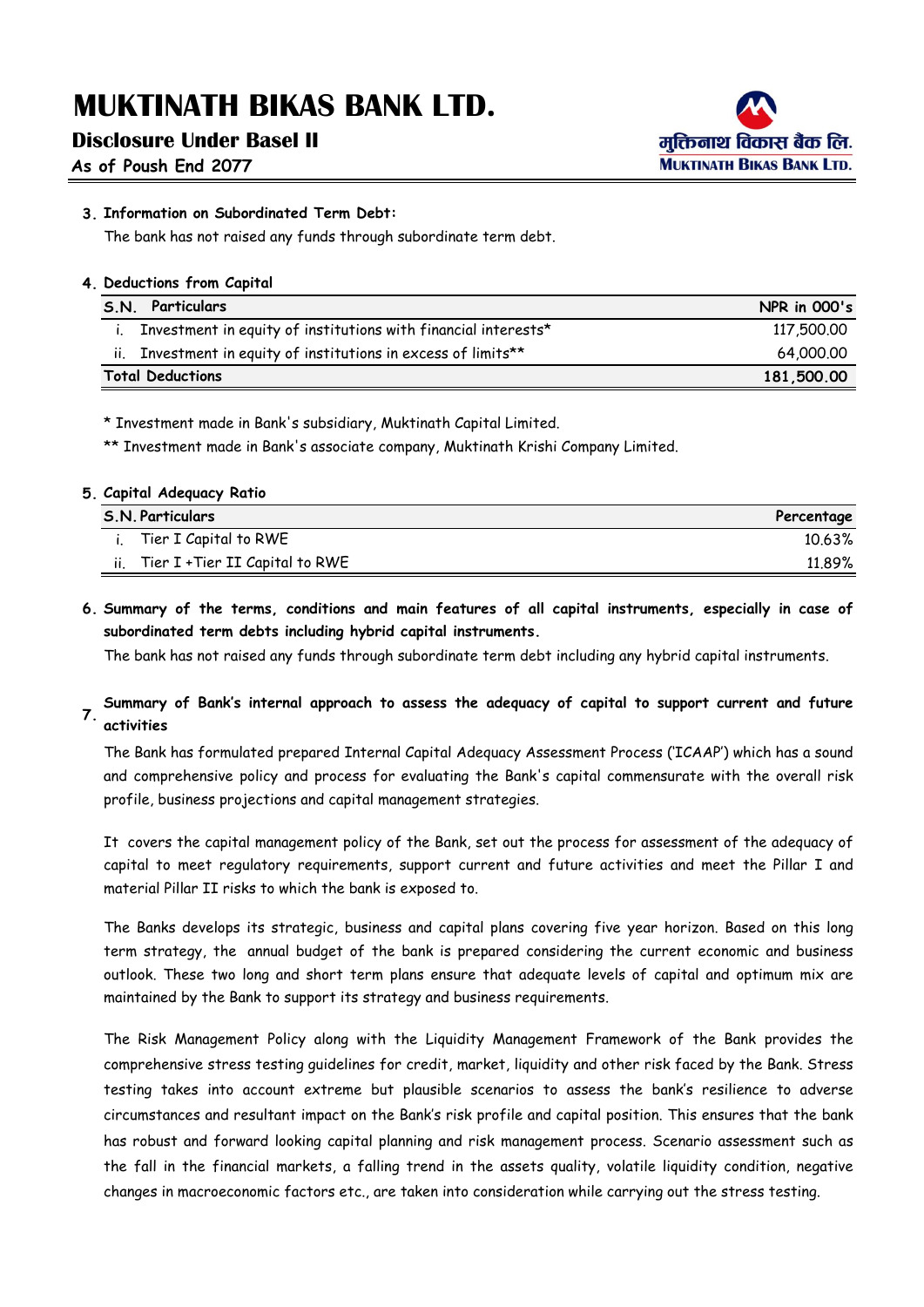3. **Information on Subordinated Term Debt:**

The bank has not raised any funds through subordinate term debt.

4. **Deductions from Capital**

| S.N. | Particulars | NPR in 000's |
|---|---|---|
| i. | Investment in equity of institutions with financial interests* | 117,500.00 |
| ii. | Investment in equity of institutions in excess of limits** | 64,000.00 |
| **Total Deductions** | | **181,500.00** |

\* Investment made in Bank's subsidiary, Muktinath Capital Limited.

** Investment made in Bank's associate company, Muktinath Krishi Company Limited.

5. **Capital Adequacy Ratio**

| S.N. | Particulars | Percentage |
|---|---|---|
| i. | Tier I Capital to RWE | 10.63% |
| ii. | Tier I +Tier II Capital to RWE | 11.89% |

6. **Summary of the terms, conditions and main features of all capital instruments, especially in case of subordinated term debts including hybrid capital instruments.**

The bank has not raised any funds through subordinate term debt including any hybrid capital instruments.

7. **Summary of Bank's internal approach to assess the adequacy of capital to support current and future activities**

The Bank has formulated prepared Internal Capital Adequacy Assessment Process ('ICAAP') which has a sound and comprehensive policy and process for evaluating the Bank's capital commensurate with the overall risk profile, business projections and capital management strategies.

It covers the capital management policy of the Bank, set out the process for assessment of the adequacy of capital to meet regulatory requirements, support current and future activities and meet the Pillar I and material Pillar II risks to which the bank is exposed to.

The Banks develops its strategic, business and capital plans covering five year horizon. Based on this long term strategy, the annual budget of the bank is prepared considering the current economic and business outlook. These two long and short term plans ensure that adequate levels of capital and optimum mix are maintained by the Bank to support its strategy and business requirements.

The Risk Management Policy along with the Liquidity Management Framework of the Bank provides the comprehensive stress testing guidelines for credit, market, liquidity and other risk faced by the Bank. Stress testing takes into account extreme but plausible scenarios to assess the bank's resilience to adverse circumstances and resultant impact on the Bank's risk profile and capital position. This ensures that the bank has robust and forward looking capital planning and risk management process. Scenario assessment such as the fall in the financial markets, a falling trend in the assets quality, volatile liquidity condition, negative changes in macroeconomic factors etc., are taken into consideration while carrying out the stress testing.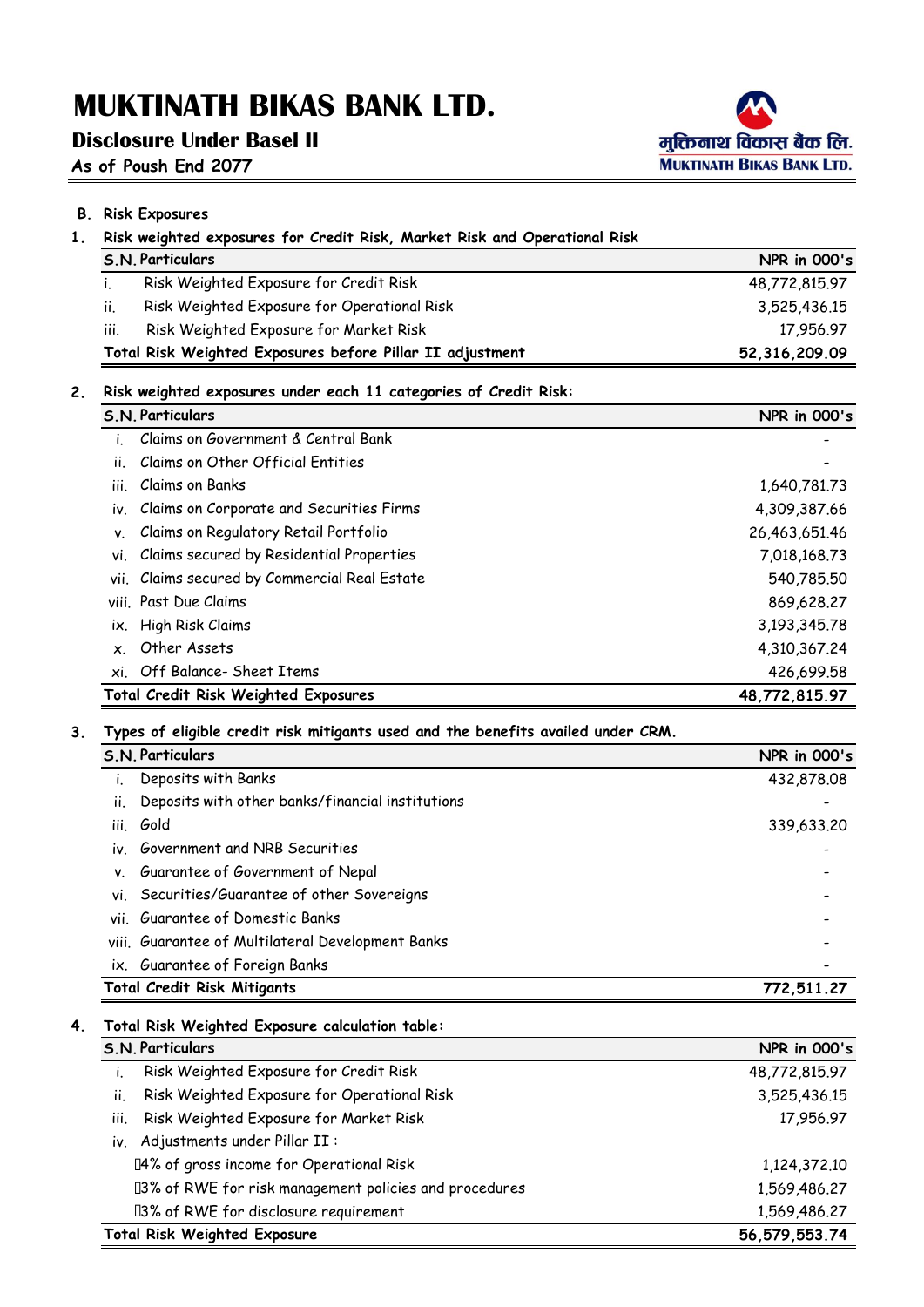# MUKTINATH BIKAS BANK LTD.

## Disclosure Under Basel II

As of Poush End 2077

**B. Risk Exposures**

**1. Risk weighted exposures for Credit Risk, Market Risk and Operational Risk**

| S.N. | Particulars | NPR in 000's |
|---|---|---|
| i. | Risk Weighted Exposure for Credit Risk | 48,772,815.97 |
| ii. | Risk Weighted Exposure for Operational Risk | 3,525,436.15 |
| iii. | Risk Weighted Exposure for Market Risk | 17,956.97 |
| | **Total Risk Weighted Exposures before Pillar II adjustment** | **52,316,209.09** |

**2. Risk weighted exposures under each 11 categories of Credit Risk:**

| S.N. | Particulars | NPR in 000's |
|---|---|---|
| i. | Claims on Government & Central Bank | - |
| ii. | Claims on Other Official Entities | - |
| iii. | Claims on Banks | 1,640,781.73 |
| iv. | Claims on Corporate and Securities Firms | 4,309,387.66 |
| v. | Claims on Regulatory Retail Portfolio | 26,463,651.46 |
| vi. | Claims secured by Residential Properties | 7,018,168.73 |
| vii. | Claims secured by Commercial Real Estate | 540,785.50 |
| viii. | Past Due Claims | 869,628.27 |
| ix. | High Risk Claims | 3,193,345.78 |
| x. | Other Assets | 4,310,367.24 |
| xi. | Off Balance- Sheet Items | 426,699.58 |
| | **Total Credit Risk Weighted Exposures** | **48,772,815.97** |

**3. Types of eligible credit risk mitigants used and the benefits availed under CRM.**

| S.N. | Particulars | NPR in 000's |
|---|---|---|
| i. | Deposits with Banks | 432,878.08 |
| ii. | Deposits with other banks/financial institutions | - |
| iii. | Gold | 339,633.20 |
| iv. | Government and NRB Securities | - |
| v. | Guarantee of Government of Nepal | - |
| vi. | Securities/Guarantee of other Sovereigns | - |
| vii. | Guarantee of Domestic Banks | - |
| viii. | Guarantee of Multilateral Development Banks | - |
| ix. | Guarantee of Foreign Banks | - |
| | **Total Credit Risk Mitigants** | **772,511.27** |

**4. Total Risk Weighted Exposure calculation table:**

| S.N. | Particulars | NPR in 000's |
|---|---|---|
| i. | Risk Weighted Exposure for Credit Risk | 48,772,815.97 |
| ii. | Risk Weighted Exposure for Operational Risk | 3,525,436.15 |
| iii. | Risk Weighted Exposure for Market Risk | 17,956.97 |
| iv. | Adjustments under Pillar II : | |
| | 4% of gross income for Operational Risk | 1,124,372.10 |
| | 3% of RWE for risk management policies and procedures | 1,569,486.27 |
| | 3% of RWE for disclosure requirement | 1,569,486.27 |
| | **Total Risk Weighted Exposure** | **56,579,553.74** |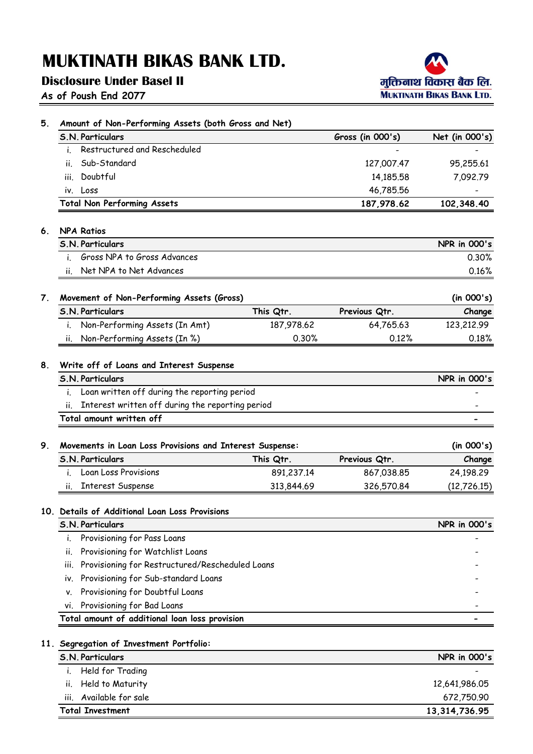# MUKTINATH BIKAS BANK LTD.

## Disclosure Under Basel II

As of Poush End 2077

### 5. Amount of Non-Performing Assets (both Gross and Net)

| S.N. | Particulars | Gross (in 000's) | Net (in 000's) |
|---|---|---|---|
| i. | Restructured and Rescheduled | - | - |
| ii. | Sub-Standard | 127,007.47 | 95,255.61 |
| iii. | Doubtful | 14,185.58 | 7,092.79 |
| iv. | Loss | 46,785.56 | - |
| **Total Non Performing Assets** | | **187,978.62** | **102,348.40** |

### 6. NPA Ratios

| S.N. | Particulars | NPR in 000's |
|---|---|---|
| i. | Gross NPA to Gross Advances | 0.30% |
| ii. | Net NPA to Net Advances | 0.16% |

### 7. Movement of Non-Performing Assets (Gross)

(in 000's)

| S.N. | Particulars | This Qtr. | Previous Qtr. | Change |
|---|---|---|---|---|
| i. | Non-Performing Assets (In Amt) | 187,978.62 | 64,765.63 | 123,212.99 |
| ii. | Non-Performing Assets (In %) | 0.30% | 0.12% | 0.18% |

### 8. Write off of Loans and Interest Suspense

| S.N. | Particulars | NPR in 000's |
|---|---|---|
| i. | Loan written off during the reporting period | - |
| ii. | Interest written off during the reporting period | - |
| **Total amount written off** | | **-** |

### 9. Movements in Loan Loss Provisions and Interest Suspense:

(in 000's)

| S.N. | Particulars | This Qtr. | Previous Qtr. | Change |
|---|---|---|---|---|
| i. | Loan Loss Provisions | 891,237.14 | 867,038.85 | 24,198.29 |
| ii. | Interest Suspense | 313,844.69 | 326,570.84 | (12,726.15) |

### 10. Details of Additional Loan Loss Provisions

| S.N. | Particulars | NPR in 000's |
|---|---|---|
| i. | Provisioning for Pass Loans | - |
| ii. | Provisioning for Watchlist Loans | - |
| iii. | Provisioning for Restructured/Rescheduled Loans | - |
| iv. | Provisioning for Sub-standard Loans | - |
| v. | Provisioning for Doubtful Loans | - |
| vi. | Provisioning for Bad Loans | - |
| **Total amount of additional loan loss provision** | | **-** |

### 11. Segregation of Investment Portfolio:

| S.N. | Particulars | NPR in 000's |
|---|---|---|
| i. | Held for Trading | - |
| ii. | Held to Maturity | 12,641,986.05 |
| iii. | Available for sale | 672,750.90 |
| **Total Investment** | | **13,314,736.95** |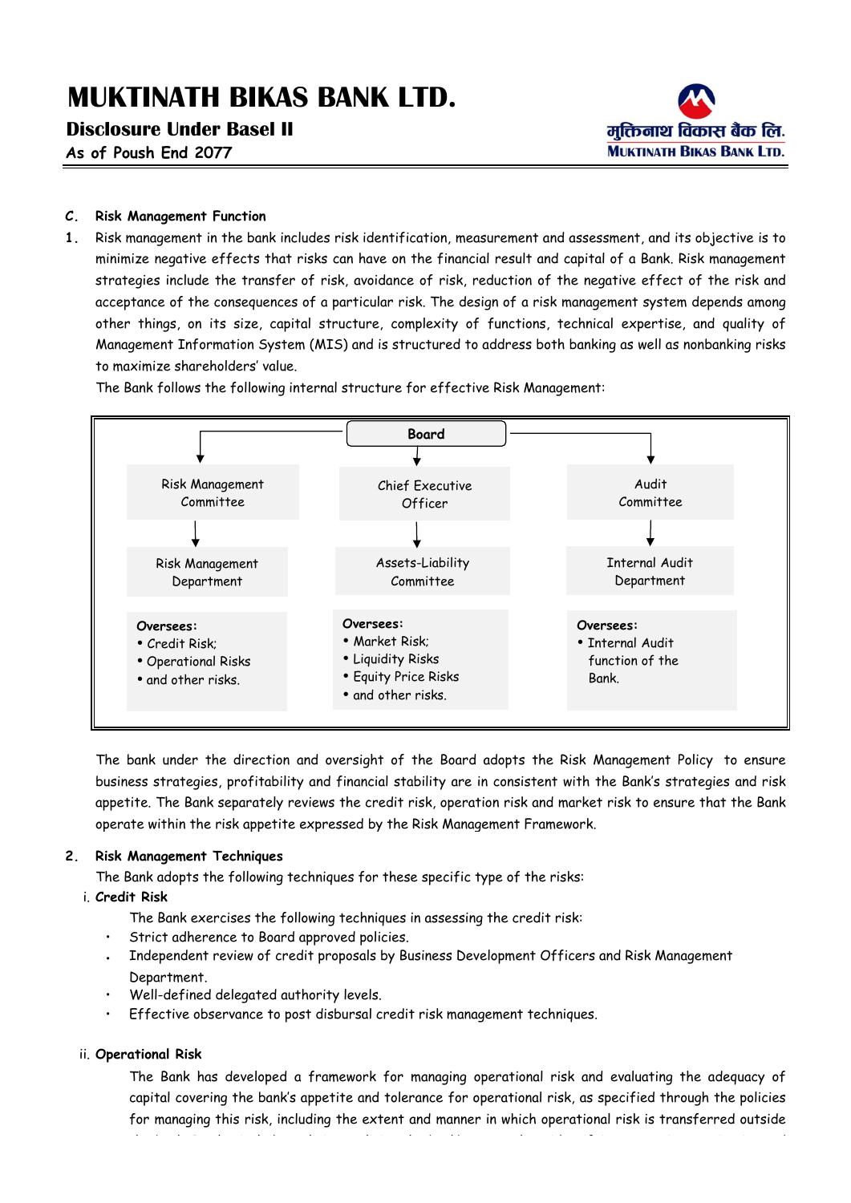### C. Risk Management Function

1. Risk management in the bank includes risk identification, measurement and assessment, and its objective is to minimize negative effects that risks can have on the financial result and capital of a Bank. Risk management strategies include the transfer of risk, avoidance of risk, reduction of the negative effect of the risk and acceptance of the consequences of a particular risk. The design of a risk management system depends among other things, on its size, capital structure, complexity of functions, technical expertise, and quality of Management Information System (MIS) and is structured to address both banking as well as nonbanking risks to maximize shareholders' value.

   The Bank follows the following internal structure for effective Risk Management:

| Board | | |
|---|---|---|
| Risk Management Committee | Chief Executive Officer | Audit Committee |
| Risk Management Department | Assets-Liability Committee | Internal Audit Department |
| **Oversees:**<br>• Credit Risk;<br>• Operational Risks<br>• and other risks. | **Oversees:**<br>• Market Risk;<br>• Liquidity Risks<br>• Equity Price Risks<br>• and other risks. | **Oversees:**<br>• Internal Audit function of the Bank. |

   The bank under the direction and oversight of the Board adopts the Risk Management Policy to ensure business strategies, profitability and financial stability are in consistent with the Bank's strategies and risk appetite. The Bank separately reviews the credit risk, operation risk and market risk to ensure that the Bank operate within the risk appetite expressed by the Risk Management Framework.

2. **Risk Management Techniques**

   The Bank adopts the following techniques for these specific type of the risks:

   i. **Credit Risk**

   The Bank exercises the following techniques in assessing the credit risk:

   - Strict adherence to Board approved policies.
   - Independent review of credit proposals by Business Development Officers and Risk Management Department.
   - Well-defined delegated authority levels.
   - Effective observance to post disbursal credit risk management techniques.

   ii. **Operational Risk**

   The Bank has developed a framework for managing operational risk and evaluating the adequacy of capital covering the bank's appetite and tolerance for operational risk, as specified through the policies for managing this risk, including the extent and manner in which operational risk is transferred outside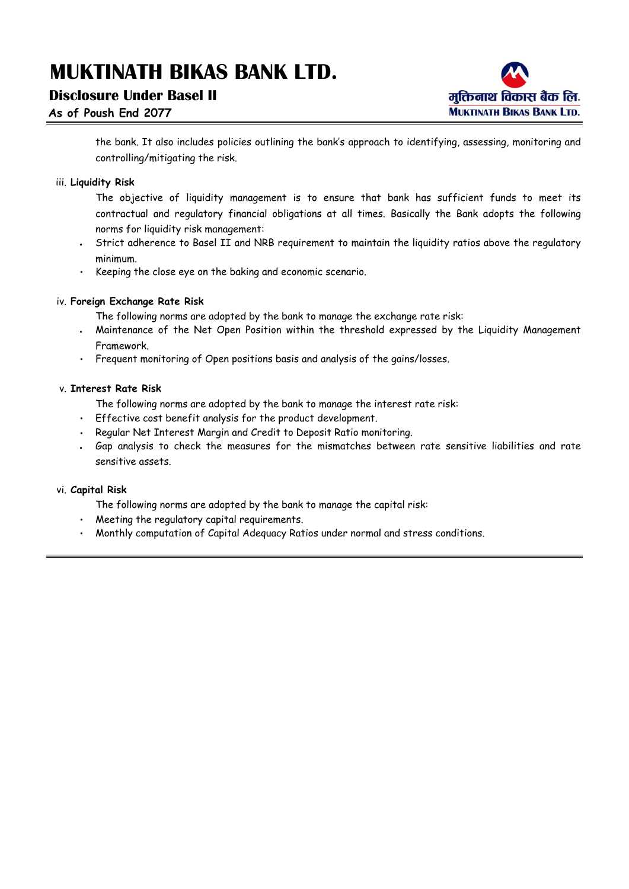the bank. It also includes policies outlining the bank's approach to identifying, assessing, monitoring and controlling/mitigating the risk.

iii. **Liquidity Risk**

The objective of liquidity management is to ensure that bank has sufficient funds to meet its contractual and regulatory financial obligations at all times. Basically the Bank adopts the following norms for liquidity risk management:

- Strict adherence to Basel II and NRB requirement to maintain the liquidity ratios above the regulatory minimum.
- Keeping the close eye on the baking and economic scenario.

iv. **Foreign Exchange Rate Risk**

The following norms are adopted by the bank to manage the exchange rate risk:

- Maintenance of the Net Open Position within the threshold expressed by the Liquidity Management Framework.
- Frequent monitoring of Open positions basis and analysis of the gains/losses.

v. **Interest Rate Risk**

The following norms are adopted by the bank to manage the interest rate risk:

- Effective cost benefit analysis for the product development.
- Regular Net Interest Margin and Credit to Deposit Ratio monitoring.
- Gap analysis to check the measures for the mismatches between rate sensitive liabilities and rate sensitive assets.

vi. **Capital Risk**

The following norms are adopted by the bank to manage the capital risk:

- Meeting the regulatory capital requirements.
- Monthly computation of Capital Adequacy Ratios under normal and stress conditions.